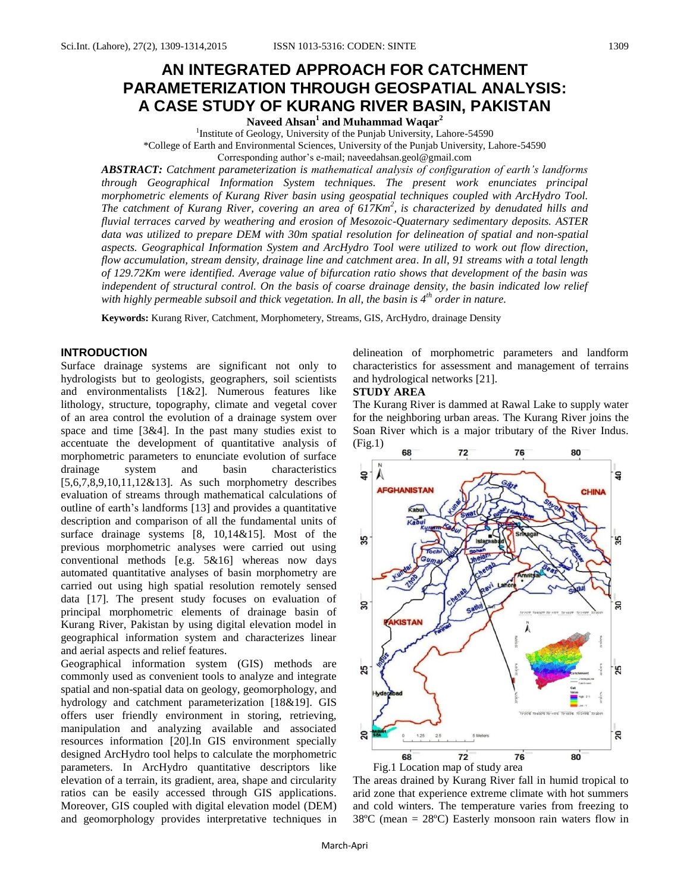# AN INTEGRATED APPROACH FOR CATCHMENT PARAMETERIZATION THROUGH GEOSPATIAL ANALYSIS: A CASE STUDY OF KURANG RIVER BASIN, PAKISTAN

**Naveed Ahsan[1] and Muhammad Waqar[2]**

[1]Institute of Geology, University of the Punjab University, Lahore-54590

*College of Earth and Environmental Sciences, University of the Punjab University, Lahore-54590

Corresponding author's e-mail; naveedahsan.geol@gmail.com

***ABSTRACT:*** *Catchment parameterization is mathematical analysis of configuration of earth's landforms through Geographical Information System techniques. The present work enunciates principal morphometric elements of Kurang River basin using geospatial techniques coupled with ArcHydro Tool. The catchment of Kurang River, covering an area of 617Km$^2$, is characterized by denudated hills and fluvial terraces carved by weathering and erosion of Mesozoic-Quaternary sedimentary deposits. ASTER data was utilized to prepare DEM with 30m spatial resolution for delineation of spatial and non-spatial aspects. Geographical Information System and ArcHydro Tool were utilized to work out flow direction, flow accumulation, stream density, drainage line and catchment area. In all, 91 streams with a total length of 129.72Km were identified. Average value of bifurcation ratio shows that development of the basin was independent of structural control. On the basis of coarse drainage density, the basin indicated low relief with highly permeable subsoil and thick vegetation. In all, the basin is 4$^{th}$ order in nature.*

**Keywords:** Kurang River, Catchment, Morphometery, Streams, GIS, ArcHydro, drainage Density

## INTRODUCTION

Surface drainage systems are significant not only to hydrologists but to geologists, geographers, soil scientists and environmentalists [1&2]. Numerous features like lithology, structure, topography, climate and vegetal cover of an area control the evolution of a drainage system over space and time [3&4]. In the past many studies exist to accentuate the development of quantitative analysis of morphometric parameters to enunciate evolution of surface drainage system and basin characteristics [5,6,7,8,9,10,11,12&13]. As such morphometry describes evaluation of streams through mathematical calculations of outline of earth's landforms [13] and provides a quantitative description and comparison of all the fundamental units of surface drainage systems [8, 10,14&15]. Most of the previous morphometric analyses were carried out using conventional methods [e.g. 5&16] whereas now days automated quantitative analyses of basin morphometry are carried out using high spatial resolution remotely sensed data [17]. The present study focuses on evaluation of principal morphometric elements of drainage basin of Kurang River, Pakistan by using digital elevation model in geographical information system and characterizes linear and aerial aspects and relief features.

Geographical information system (GIS) methods are commonly used as convenient tools to analyze and integrate spatial and non-spatial data on geology, geomorphology, and hydrology and catchment parameterization [18&19]. GIS offers user friendly environment in storing, retrieving, manipulation and analyzing available and associated resources information [20].In GIS environment specially designed ArcHydro tool helps to calculate the morphometric parameters. In ArcHydro quantitative descriptors like elevation of a terrain, its gradient, area, shape and circularity ratios can be easily accessed through GIS applications. Moreover, GIS coupled with digital elevation model (DEM) and geomorphology provides interpretative techniques in delineation of morphometric parameters and landform characteristics for assessment and management of terrains and hydrological networks [21].

## STUDY AREA

The Kurang River is dammed at Rawal Lake to supply water for the neighboring urban areas. The Kurang River joins the Soan River which is a major tributary of the River Indus. (Fig.1)

Fig.1 Location map of study area

The areas drained by Kurang River fall in humid tropical to arid zone that experience extreme climate with hot summers and cold winters. The temperature varies from freezing to 38ºC (mean = 28ºC) Easterly monsoon rain waters flow in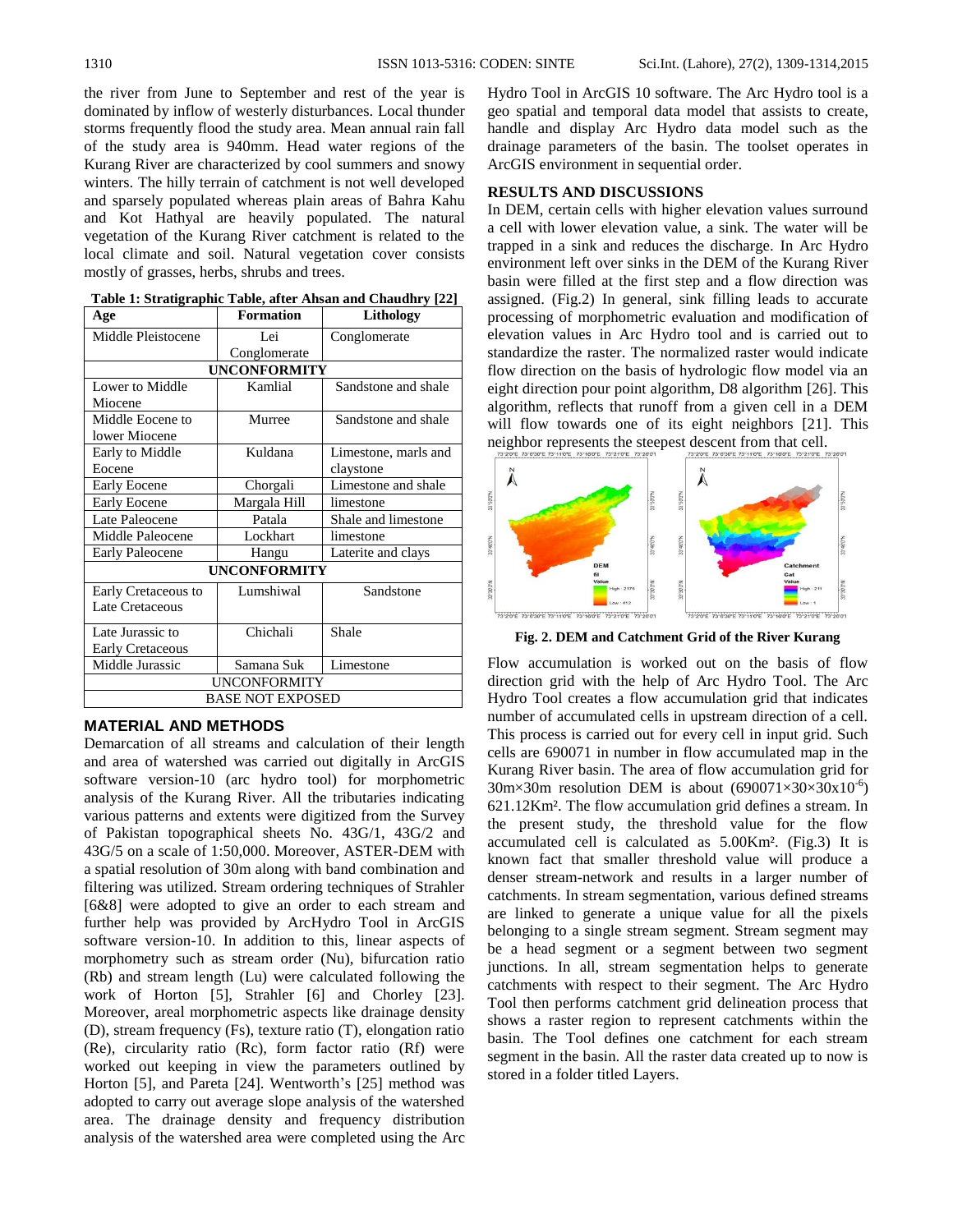the river from June to September and rest of the year is dominated by inflow of westerly disturbances. Local thunder storms frequently flood the study area. Mean annual rain fall of the study area is 940mm. Head water regions of the Kurang River are characterized by cool summers and snowy winters. The hilly terrain of catchment is not well developed and sparsely populated whereas plain areas of Bahra Kahu and Kot Hathyal are heavily populated. The natural vegetation of the Kurang River catchment is related to the local climate and soil. Natural vegetation cover consists mostly of grasses, herbs, shrubs and trees.

**Table 1: Stratigraphic Table, after Ahsan and Chaudhry [22]**

| Age | Formation | Lithology |
|---|---|---|
| Middle Pleistocene | Lei Conglomerate | Conglomerate |
| **UNCONFORMITY** | | |
| Lower to Middle Miocene | Kamlial | Sandstone and shale |
| Middle Eocene to lower Miocene | Murree | Sandstone and shale |
| Early to Middle Eocene | Kuldana | Limestone, marls and claystone |
| Early Eocene | Chorgali | Limestone and shale |
| Early Eocene | Margala Hill | limestone |
| Late Paleocene | Patala | Shale and limestone |
| Middle Paleocene | Lockhart | limestone |
| Early Paleocene | Hangu | Laterite and clays |
| **UNCONFORMITY** | | |
| Early Cretaceous to Late Cretaceous | Lumshiwal | Sandstone |
| Late Jurassic to Early Cretaceous | Chichali | Shale |
| Middle Jurassic | Samana Suk | Limestone |
| UNCONFORMITY | | |
| BASE NOT EXPOSED | | |

## MATERIAL AND METHODS

Demarcation of all streams and calculation of their length and area of watershed was carried out digitally in ArcGIS software version-10 (arc hydro tool) for morphometric analysis of the Kurang River. All the tributaries indicating various patterns and extents were digitized from the Survey of Pakistan topographical sheets No. 43G/1, 43G/2 and 43G/5 on a scale of 1:50,000. Moreover, ASTER-DEM with a spatial resolution of 30m along with band combination and filtering was utilized. Stream ordering techniques of Strahler [6&8] were adopted to give an order to each stream and further help was provided by ArcHydro Tool in ArcGIS software version-10. In addition to this, linear aspects of morphometry such as stream order (Nu), bifurcation ratio (Rb) and stream length (Lu) were calculated following the work of Horton [5], Strahler [6] and Chorley [23]. Moreover, areal morphometric aspects like drainage density (D), stream frequency (Fs), texture ratio (T), elongation ratio (Re), circularity ratio (Rc), form factor ratio (Rf) were worked out keeping in view the parameters outlined by Horton [5], and Pareta [24]. Wentworth's [25] method was adopted to carry out average slope analysis of the watershed area. The drainage density and frequency distribution analysis of the watershed area were completed using the Arc Hydro Tool in ArcGIS 10 software. The Arc Hydro tool is a geo spatial and temporal data model that assists to create, handle and display Arc Hydro data model such as the drainage parameters of the basin. The toolset operates in ArcGIS environment in sequential order.

## RESULTS AND DISCUSSIONS

In DEM, certain cells with higher elevation values surround a cell with lower elevation value, a sink. The water will be trapped in a sink and reduces the discharge. In Arc Hydro environment left over sinks in the DEM of the Kurang River basin were filled at the first step and a flow direction was assigned. (Fig.2) In general, sink filling leads to accurate processing of morphometric evaluation and modification of elevation values in Arc Hydro tool and is carried out to standardize the raster. The normalized raster would indicate flow direction on the basis of hydrologic flow model via an eight direction pour point algorithm, D8 algorithm [26]. This algorithm, reflects that runoff from a given cell in a DEM will flow towards one of its eight neighbors [21]. This neighbor represents the steepest descent from that cell.

**Fig. 2. DEM and Catchment Grid of the River Kurang**

Flow accumulation is worked out on the basis of flow direction grid with the help of Arc Hydro Tool. The Arc Hydro Tool creates a flow accumulation grid that indicates number of accumulated cells in upstream direction of a cell. This process is carried out for every cell in input grid. Such cells are 690071 in number in flow accumulated map in the Kurang River basin. The area of flow accumulation grid for 30m×30m resolution DEM is about ($690071\times30\times30\times10^{-6}$) 621.12Km². The flow accumulation grid defines a stream. In the present study, the threshold value for the flow accumulated cell is calculated as 5.00Km². (Fig.3) It is known fact that smaller threshold value will produce a denser stream-network and results in a larger number of catchments. In stream segmentation, various defined streams are linked to generate a unique value for all the pixels belonging to a single stream segment. Stream segment may be a head segment or a segment between two segment junctions. In all, stream segmentation helps to generate catchments with respect to their segment. The Arc Hydro Tool then performs catchment grid delineation process that shows a raster region to represent catchments within the basin. The Tool defines one catchment for each stream segment in the basin. All the raster data created up to now is stored in a folder titled Layers.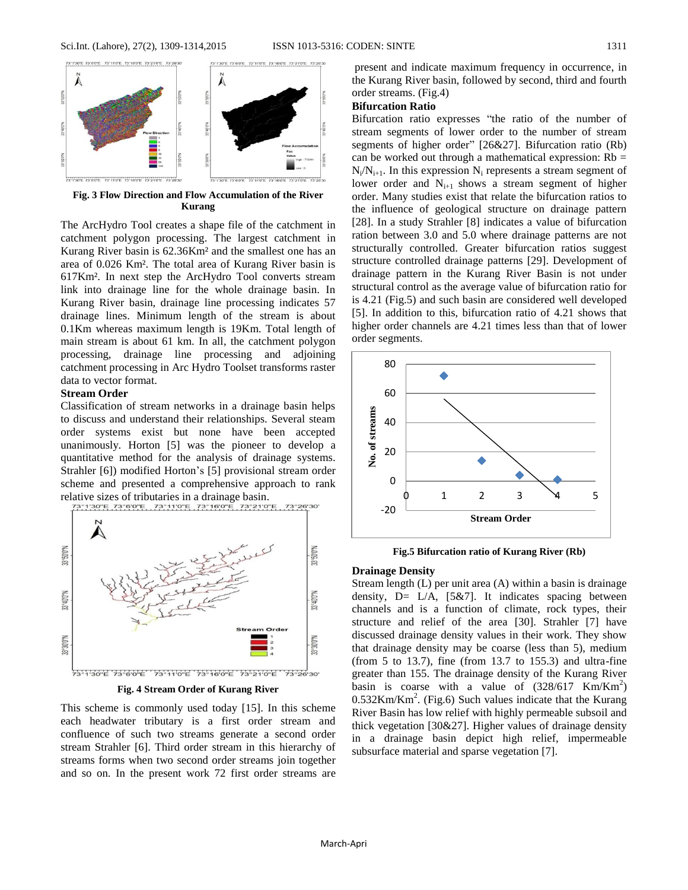Fig. 3 Flow Direction and Flow Accumulation of the River Kurang

The ArcHydro Tool creates a shape file of the catchment in catchment polygon processing. The largest catchment in Kurang River basin is 62.36Km² and the smallest one has an area of 0.026 Km². The total area of Kurang River basin is 617Km². In next step the ArcHydro Tool converts stream link into drainage line for the whole drainage basin. In Kurang River basin, drainage line processing indicates 57 drainage lines. Minimum length of the stream is about 0.1Km whereas maximum length is 19Km. Total length of main stream is about 61 km. In all, the catchment polygon processing, drainage line processing and adjoining catchment processing in Arc Hydro Toolset transforms raster data to vector format.

### Stream Order

Classification of stream networks in a drainage basin helps to discuss and understand their relationships. Several steam order systems exist but none have been accepted unanimously. Horton [5] was the pioneer to develop a quantitative method for the analysis of drainage systems. Strahler [6]) modified Horton's [5] provisional stream order scheme and presented a comprehensive approach to rank relative sizes of tributaries in a drainage basin.

Fig. 4 Stream Order of Kurang River

This scheme is commonly used today [15]. In this scheme each headwater tributary is a first order stream and confluence of such two streams generate a second order stream Strahler [6]. Third order stream in this hierarchy of streams forms when two second order streams join together and so on. In the present work 72 first order streams are present and indicate maximum frequency in occurrence, in the Kurang River basin, followed by second, third and fourth order streams. (Fig.4)

### Bifurcation Ratio

Bifurcation ratio expresses "the ratio of the number of stream segments of lower order to the number of stream segments of higher order" [26&27]. Bifurcation ratio (Rb) can be worked out through a mathematical expression: $Rb = N_i/N_{i+1}$. In this expression $N_i$ represents a stream segment of lower order and $N_{i+1}$ shows a stream segment of higher order. Many studies exist that relate the bifurcation ratios to the influence of geological structure on drainage pattern [28]. In a study Strahler [8] indicates a value of bifurcation ration between 3.0 and 5.0 where drainage patterns are not structurally controlled. Greater bifurcation ratios suggest structure controlled drainage patterns [29]. Development of drainage pattern in the Kurang River Basin is not under structural control as the average value of bifurcation ratio for is 4.21 (Fig.5) and such basin are considered well developed [5]. In addition to this, bifurcation ratio of 4.21 shows that higher order channels are 4.21 times less than that of lower order segments.

Fig.5 Bifurcation ratio of Kurang River (Rb)

### Drainage Density

Stream length (L) per unit area (A) within a basin is drainage density, D= L/A, [5&7]. It indicates spacing between channels and is a function of climate, rock types, their structure and relief of the area [30]. Strahler [7] have discussed drainage density values in their work. They show that drainage density may be coarse (less than 5), medium (from 5 to 13.7), fine (from 13.7 to 155.3) and ultra-fine greater than 155. The drainage density of the Kurang River basin is coarse with a value of (328/617 Km/Km$^2$) 0.532Km/Km$^2$. (Fig.6) Such values indicate that the Kurang River Basin has low relief with highly permeable subsoil and thick vegetation [30&27]. Higher values of drainage density in a drainage basin depict high relief, impermeable subsurface material and sparse vegetation [7].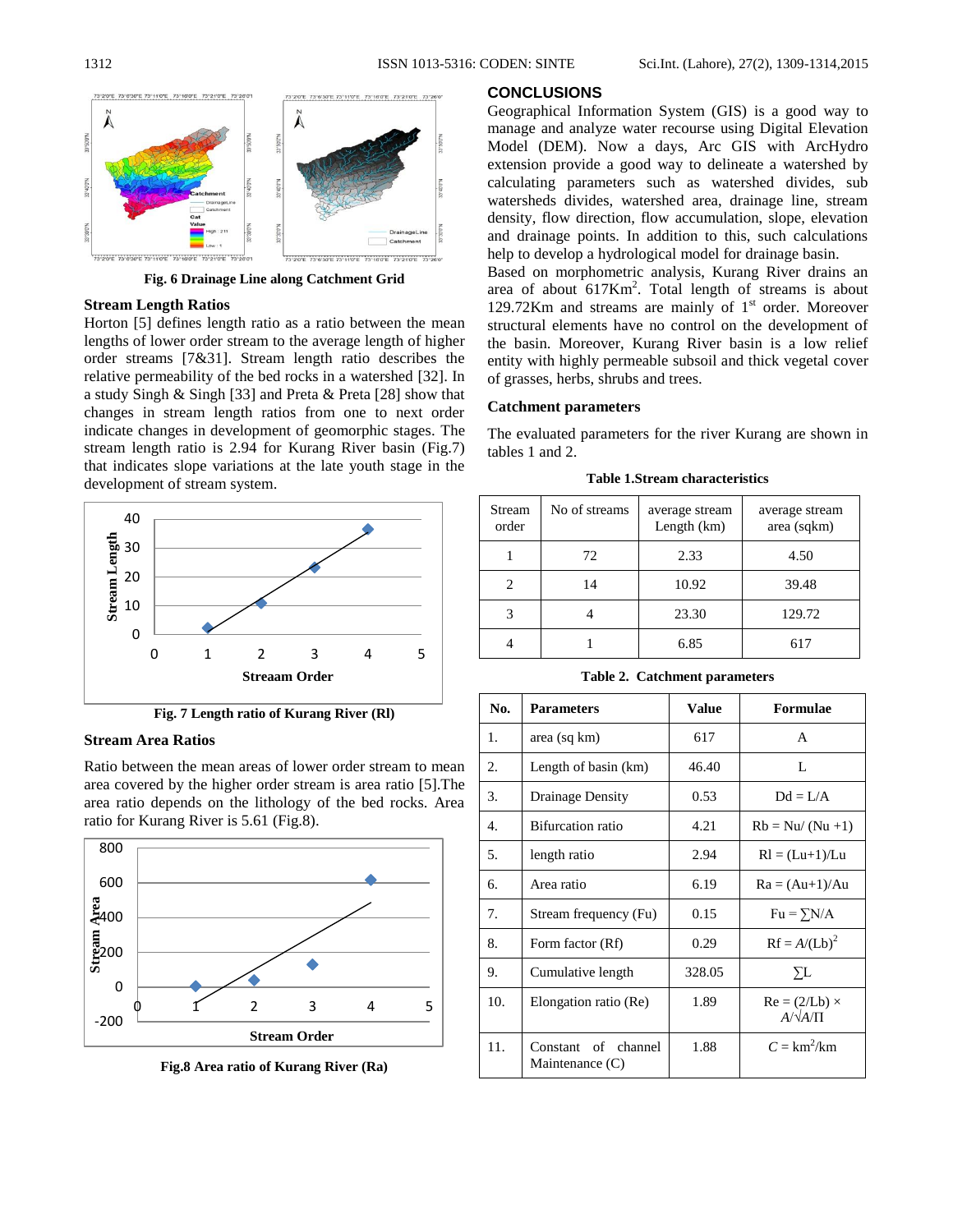**Fig. 6 Drainage Line along Catchment Grid**

### Stream Length Ratios

Horton [5] defines length ratio as a ratio between the mean lengths of lower order stream to the average length of higher order streams [7&31]. Stream length ratio describes the relative permeability of the bed rocks in a watershed [32]. In a study Singh & Singh [33] and Preta & Preta [28] show that changes in stream length ratios from one to next order indicate changes in development of geomorphic stages. The stream length ratio is 2.94 for Kurang River basin (Fig.7) that indicates slope variations at the late youth stage in the development of stream system.

**Fig. 7 Length ratio of Kurang River (Rl)**

### Stream Area Ratios

Ratio between the mean areas of lower order stream to mean area covered by the higher order stream is area ratio [5].The area ratio depends on the lithology of the bed rocks. Area ratio for Kurang River is 5.61 (Fig.8).

**Fig.8 Area ratio of Kurang River (Ra)**

## CONCLUSIONS

Geographical Information System (GIS) is a good way to manage and analyze water recourse using Digital Elevation Model (DEM). Now a days, Arc GIS with ArcHydro extension provide a good way to delineate a watershed by calculating parameters such as watershed divides, sub watersheds divides, watershed area, drainage line, stream density, flow direction, flow accumulation, slope, elevation and drainage points. In addition to this, such calculations help to develop a hydrological model for drainage basin.

Based on morphometric analysis, Kurang River drains an area of about 617Km$^2$. Total length of streams is about 129.72Km and streams are mainly of 1$^{st}$ order. Moreover structural elements have no control on the development of the basin. Moreover, Kurang River basin is a low relief entity with highly permeable subsoil and thick vegetal cover of grasses, herbs, shrubs and trees.

### Catchment parameters

The evaluated parameters for the river Kurang are shown in tables 1 and 2.

**Table 1.Stream characteristics**

| Stream order | No of streams | average stream Length (km) | average stream area (sqkm) |
|---|---|---|---|
| 1 | 72 | 2.33 | 4.50 |
| 2 | 14 | 10.92 | 39.48 |
| 3 | 4 | 23.30 | 129.72 |
| 4 | 1 | 6.85 | 617 |

**Table 2. Catchment parameters**

| No. | Parameters | Value | Formulae |
|---|---|---|---|
| 1. | area (sq km) | 617 | A |
| 2. | Length of basin (km) | 46.40 | L |
| 3. | Drainage Density | 0.53 | Dd = L/A |
| 4. | Bifurcation ratio | 4.21 | Rb = Nu/ (Nu +1) |
| 5. | length ratio | 2.94 | Rl = (Lu+1)/Lu |
| 6. | Area ratio | 6.19 | Ra = (Au+1)/Au |
| 7. | Stream frequency (Fu) | 0.15 | Fu = ∑N/A |
| 8. | Form factor (Rf) | 0.29 | $Rf = A/(Lb)^2$ |
| 9. | Cumulative length | 328.05 | ∑L |
| 10. | Elongation ratio (Re) | 1.89 | $Re = (2/Lb) \times A/\sqrt{A/\Pi}$ |
| 11. | Constant of channel Maintenance (C) | 1.88 | $C = km^2/km$ |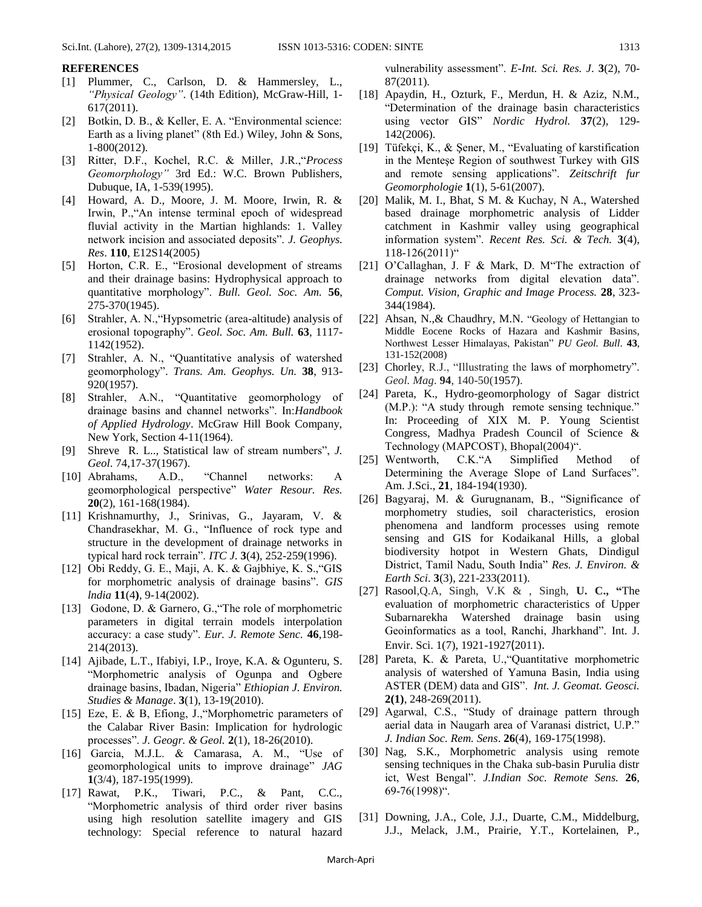## REFERENCES

[1] Plummer, C., Carlson, D. & Hammersley, L., *"Physical Geology"*. (14th Edition), McGraw-Hill, 1-617(2011).

[2] Botkin, D. B., & Keller, E. A. "Environmental science: Earth as a living planet" (8th Ed.) Wiley, John & Sons, 1-800(2012).

[3] Ritter, D.F., Kochel, R.C. & Miller, J.R.,"*Process Geomorphology"* 3rd Ed.: W.C. Brown Publishers, Dubuque, IA, 1-539(1995).

[4] Howard, A. D., Moore, J. M. Moore, Irwin, R. & Irwin, P.,"An intense terminal epoch of widespread fluvial activity in the Martian highlands: 1. Valley network incision and associated deposits". *J. Geophys. Res*. **110**, E12S14(2005)

[5] Horton, C.R. E., "Erosional development of streams and their drainage basins: Hydrophysical approach to quantitative morphology". *Bull. Geol. Soc. Am.* **56**, 275-370(1945).

[6] Strahler, A. N.,"Hypsometric (area-altitude) analysis of erosional topography". *Geol. Soc. Am. Bull.* **63**, 1117-1142(1952).

[7] Strahler, A. N., "Quantitative analysis of watershed geomorphology". *Trans. Am. Geophys. Un.* **38**, 913-920(1957).

[8] Strahler, A.N., "Quantitative geomorphology of drainage basins and channel networks". In:*Handbook of Applied Hydrology*. McGraw Hill Book Company, New York, Section 4-11(1964).

[9] Shreve R. L.., Statistical law of stream numbers", *J. Geol*. 74,17-37(1967).

[10] Abrahams, A.D., "Channel networks: A geomorphological perspective" *Water Resour. Res.* **20**(2), 161-168(1984).

[11] Krishnamurthy, J., Srinivas, G., Jayaram, V. & Chandrasekhar, M. G., "Influence of rock type and structure in the development of drainage networks in typical hard rock terrain". *ITC J*. **3**(4), 252-259(1996).

[12] Obi Reddy, G. E., Maji, A. K. & Gajbhiye, K. S.,"GIS for morphometric analysis of drainage basins". *GIS lndia* **11**(4**)**, 9-14(2002).

[13] Godone, D. & Garnero, G.,"The role of morphometric parameters in digital terrain models interpolation accuracy: a case study". *Eur. J. Remote Senc*. **46**,198-214(2013).

[14] Ajibade, L.T., Ifabiyi, I.P., Iroye, K.A. & Ogunteru, S. "Morphometric analysis of Ogunpa and Ogbere drainage basins, Ibadan, Nigeria" *Ethiopian J. Environ. Studies & Manage*. **3**(1), 13-19(2010).

[15] Eze, E. & B, Efiong, J.,"Morphometric parameters of the Calabar River Basin: Implication for hydrologic processes". *J. Geogr. & Geol.* **2**(1), 18-26(2010).

[16] Garcia, M.J.L. & Camarasa, A. M., "Use of geomorphological units to improve drainage" *JAG* **1**(3/4), 187-195(1999).

[17] Rawat, P.K., Tiwari, P.C., & Pant, C.C., "Morphometric analysis of third order river basins using high resolution satellite imagery and GIS technology: Special reference to natural hazard vulnerability assessment". *E-Int. Sci. Res. J*. **3**(2), 70-87(2011).

[18] Apaydin, H., Ozturk, F., Merdun, H. & Aziz, N.M., "Determination of the drainage basin characteristics using vector GIS" *Nordic Hydrol.* **37**(2), 129-142(2006).

[19] Tüfekçi, K., & Şener, M., "Evaluating of karstification in the Menteşe Region of southwest Turkey with GIS and remote sensing applications". *Zeitschrift fur Geomorphologie* **1**(1), 5-61(2007).

[20] Malik, M. I., Bhat, S M. & Kuchay, N A., Watershed based drainage morphometric analysis of Lidder catchment in Kashmir valley using geographical information system". *Recent Res. Sci. & Tech.* **3**(4), 118-126(2011)"

[21] O'Callaghan, J. F & Mark, D. M"The extraction of drainage networks from digital elevation data". *Comput. Vision, Graphic and Image Process.* **28**, 323-344(1984).

[22] Ahsan, N.,& Chaudhry, M.N. "Geology of Hettangian to Middle Eocene Rocks of Hazara and Kashmir Basins, Northwest Lesser Himalayas, Pakistan" *PU Geol. Bull*. **43**, 131-152(2008)

[23] Chorley, R.J., "Illustrating the laws of morphometry". *Geol. Mag*. **94**, 140-50(1957).

[24] Pareta, K., Hydro-geomorphology of Sagar district (M.P.): "A study through remote sensing technique." In: Proceeding of XIX M. P. Young Scientist Congress, Madhya Pradesh Council of Science & Technology (MAPCOST), Bhopal(2004)".

[25] Wentworth, C.K."A Simplified Method of Determining the Average Slope of Land Surfaces". Am. J.Sci., **21**, 184-194(1930).

[26] Bagyaraj, M. & Gurugnanam, B., "Significance of morphometry studies, soil characteristics, erosion phenomena and landform processes using remote sensing and GIS for Kodaikanal Hills, a global biodiversity hotpot in Western Ghats, Dindigul District, Tamil Nadu, South India" *Res. J. Environ. & Earth Sci*. **3**(3), 221-233(2011).

[27] Rasool,Q.A, Singh, V.K & , Singh, **U. C., "**The evaluation of morphometric characteristics of Upper Subarnarekha Watershed drainage basin using Geoinformatics as a tool, Ranchi, Jharkhand". Int. J. Envir. Sci. 1(7), 1921-1927(2011).

[28] Pareta, K. & Pareta, U.,"Quantitative morphometric analysis of watershed of Yamuna Basin, India using ASTER (DEM) data and GIS". *Int. J. Geomat. Geosci.* **2(1)**, 248-269(2011).

[29] Agarwal, C.S., "Study of drainage pattern through aerial data in Naugarh area of Varanasi district, U.P." *J. Indian Soc. Rem. Sens*. **26**(4), 169-175(1998).

[30] Nag, S.K., Morphometric analysis using remote sensing techniques in the Chaka sub-basin Purulia distr ict, West Bengal". *J.Indian Soc. Remote Sens.* **26**, 69-76(1998)".

[31] Downing, J.A., Cole, J.J., Duarte, C.M., Middelburg, J.J., Melack, J.M., Prairie, Y.T., Kortelainen, P.,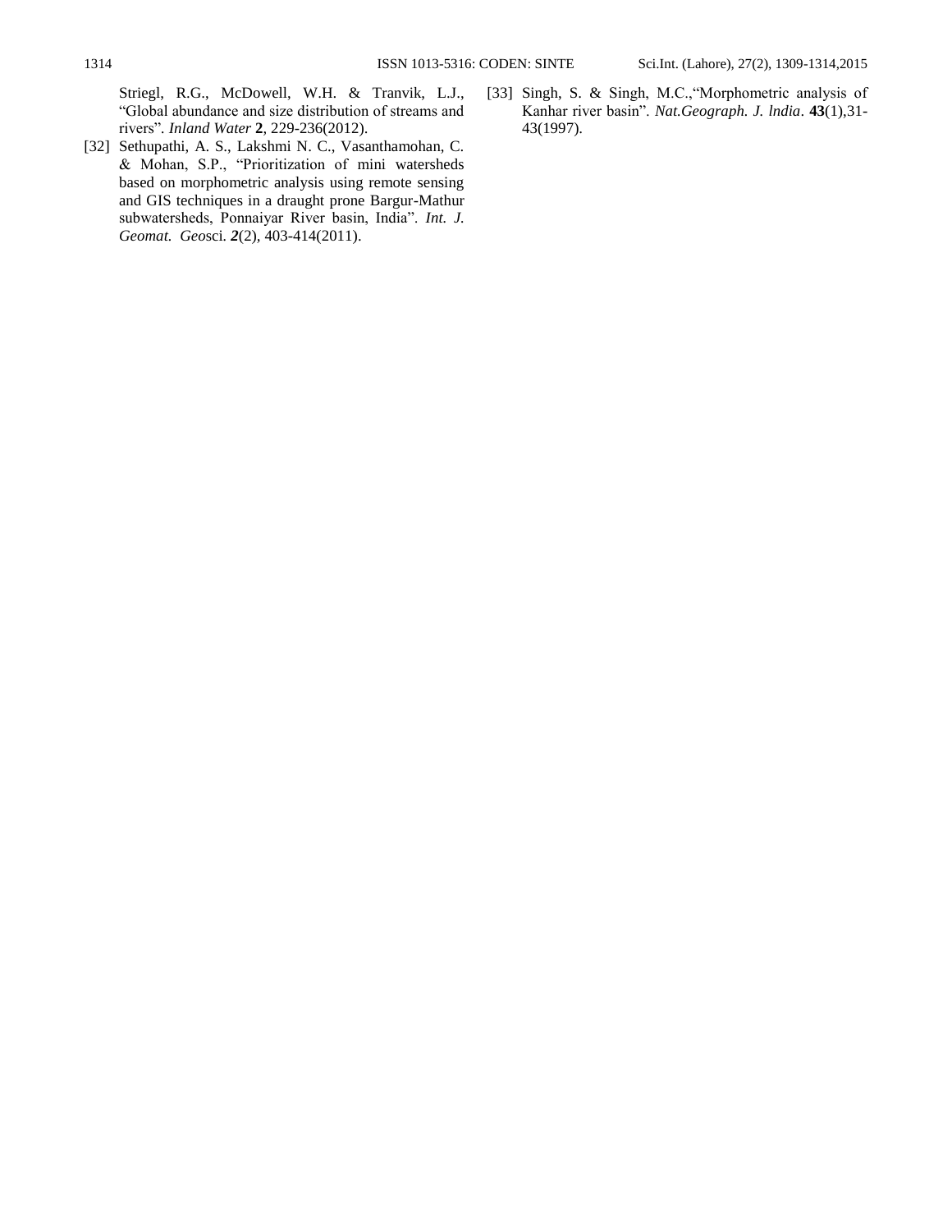Striegl, R.G., McDowell, W.H. & Tranvik, L.J., "Global abundance and size distribution of streams and rivers". *Inland Water* **2**, 229-236(2012).

[32] Sethupathi, A. S., Lakshmi N. C., Vasanthamohan, C. & Mohan, S.P., "Prioritization of mini watersheds based on morphometric analysis using remote sensing and GIS techniques in a draught prone Bargur-Mathur subwatersheds, Ponnaiyar River basin, India". *Int. J. Geomat. Geo*sci. ***2***(2), 403-414(2011).

[33] Singh, S. & Singh, M.C.,"Morphometric analysis of Kanhar river basin". *Nat.Geograph. J. lndia*. **43**(1),31-43(1997).